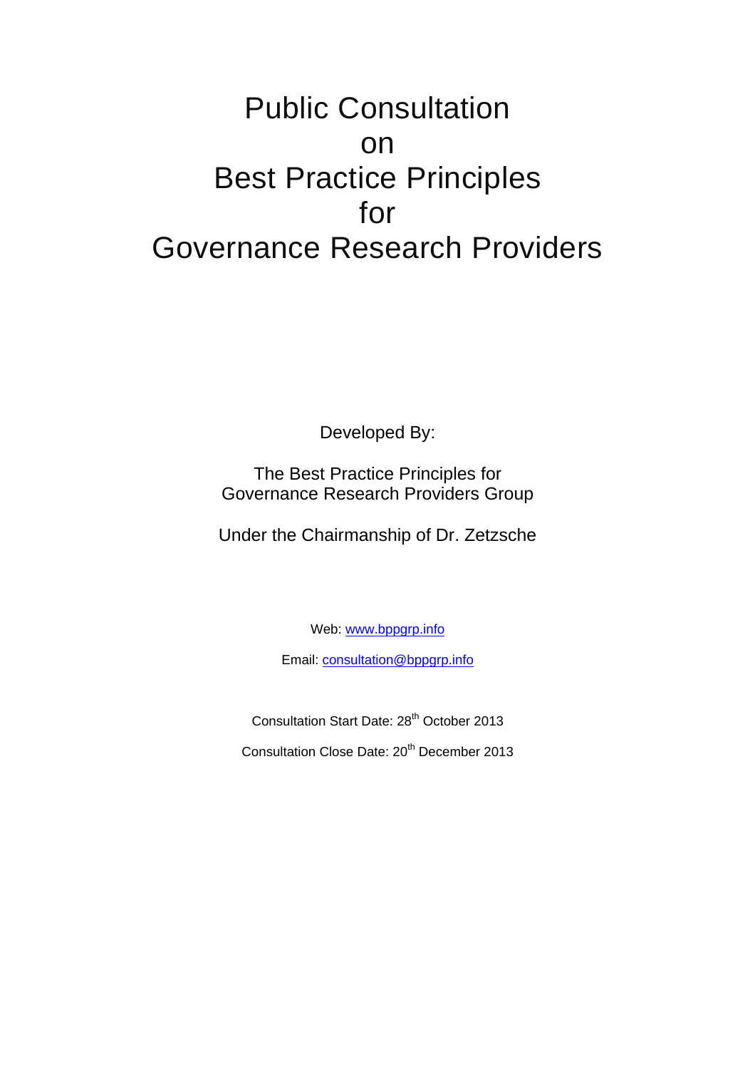# Public Consultation on Best Practice Principles for Governance Research Providers

Developed By:

The Best Practice Principles for Governance Research Providers Group

Under the Chairmanship of Dr. Zetzsche

Web: www.bppgrp.info

Email: consultation@bppgrp.info

Consultation Start Date: 28th October 2013

Consultation Close Date: 20th December 2013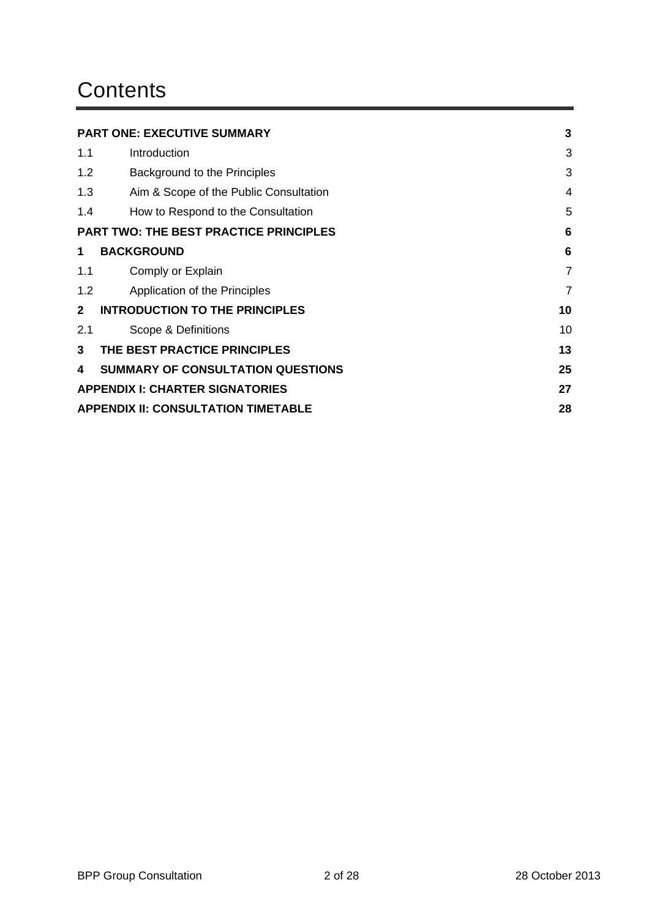# Contents

| | | |
|---|---|---|
| **PART ONE: EXECUTIVE SUMMARY** | | **3** |
| 1.1 | Introduction | 3 |
| 1.2 | Background to the Principles | 3 |
| 1.3 | Aim & Scope of the Public Consultation | 4 |
| 1.4 | How to Respond to the Consultation | 5 |
| **PART TWO: THE BEST PRACTICE PRINCIPLES** | | **6** |
| **1** | **BACKGROUND** | **6** |
| 1.1 | Comply or Explain | 7 |
| 1.2 | Application of the Principles | 7 |
| **2** | **INTRODUCTION TO THE PRINCIPLES** | **10** |
| 2.1 | Scope & Definitions | 10 |
| **3** | **THE BEST PRACTICE PRINCIPLES** | **13** |
| **4** | **SUMMARY OF CONSULTATION QUESTIONS** | **25** |
| **APPENDIX I: CHARTER SIGNATORIES** | | **27** |
| **APPENDIX II: CONSULTATION TIMETABLE** | | **28** |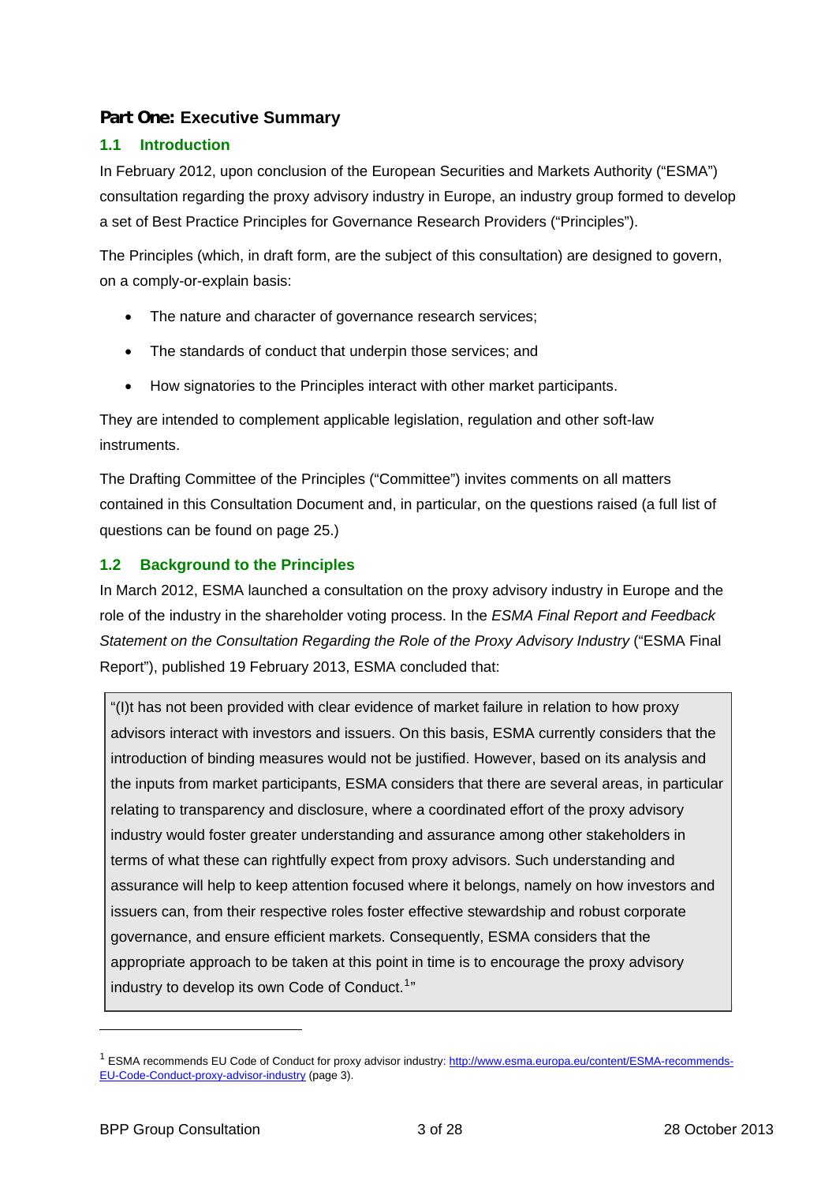## Part One: Executive Summary

### 1.1 Introduction

In February 2012, upon conclusion of the European Securities and Markets Authority ("ESMA") consultation regarding the proxy advisory industry in Europe, an industry group formed to develop a set of Best Practice Principles for Governance Research Providers ("Principles").

The Principles (which, in draft form, are the subject of this consultation) are designed to govern, on a comply-or-explain basis:

- The nature and character of governance research services;
- The standards of conduct that underpin those services; and
- How signatories to the Principles interact with other market participants.

They are intended to complement applicable legislation, regulation and other soft-law instruments.

The Drafting Committee of the Principles ("Committee") invites comments on all matters contained in this Consultation Document and, in particular, on the questions raised (a full list of questions can be found on page 25.)

### 1.2 Background to the Principles

In March 2012, ESMA launched a consultation on the proxy advisory industry in Europe and the role of the industry in the shareholder voting process. In the *ESMA Final Report and Feedback Statement on the Consultation Regarding the Role of the Proxy Advisory Industry* ("ESMA Final Report"), published 19 February 2013, ESMA concluded that:

> "(I)t has not been provided with clear evidence of market failure in relation to how proxy advisors interact with investors and issuers. On this basis, ESMA currently considers that the introduction of binding measures would not be justified. However, based on its analysis and the inputs from market participants, ESMA considers that there are several areas, in particular relating to transparency and disclosure, where a coordinated effort of the proxy advisory industry would foster greater understanding and assurance among other stakeholders in terms of what these can rightfully expect from proxy advisors. Such understanding and assurance will help to keep attention focused where it belongs, namely on how investors and issuers can, from their respective roles foster effective stewardship and robust corporate governance, and ensure efficient markets. Consequently, ESMA considers that the appropriate approach to be taken at this point in time is to encourage the proxy advisory industry to develop its own Code of Conduct.[1]"

---

[1] ESMA recommends EU Code of Conduct for proxy advisor industry: http://www.esma.europa.eu/content/ESMA-recommends-EU-Code-Conduct-proxy-advisor-industry (page 3).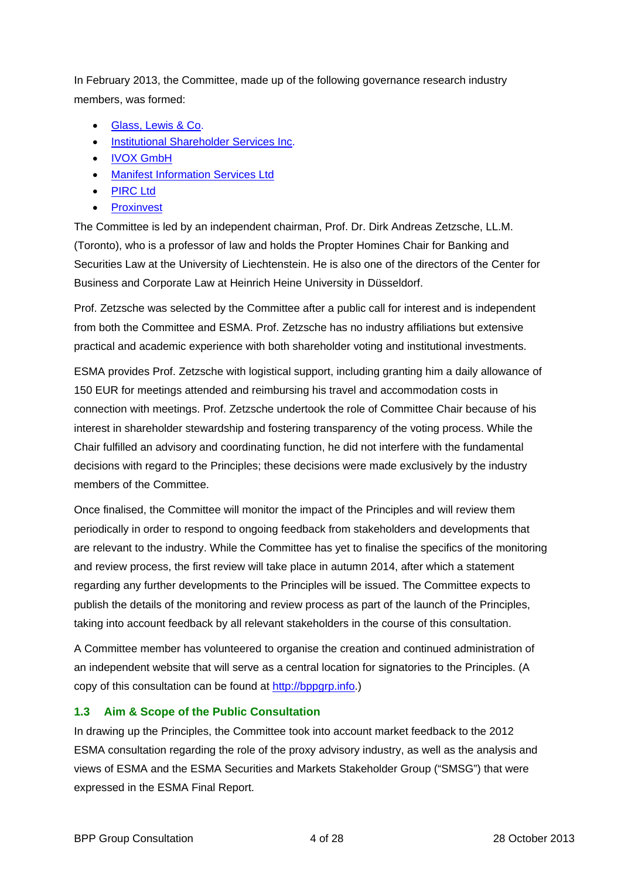In February 2013, the Committee, made up of the following governance research industry members, was formed:

- Glass, Lewis & Co.
- Institutional Shareholder Services Inc.
- IVOX GmbH
- Manifest Information Services Ltd
- PIRC Ltd
- Proxinvest

The Committee is led by an independent chairman, Prof. Dr. Dirk Andreas Zetzsche, LL.M. (Toronto), who is a professor of law and holds the Propter Homines Chair for Banking and Securities Law at the University of Liechtenstein. He is also one of the directors of the Center for Business and Corporate Law at Heinrich Heine University in Düsseldorf.

Prof. Zetzsche was selected by the Committee after a public call for interest and is independent from both the Committee and ESMA. Prof. Zetzsche has no industry affiliations but extensive practical and academic experience with both shareholder voting and institutional investments.

ESMA provides Prof. Zetzsche with logistical support, including granting him a daily allowance of 150 EUR for meetings attended and reimbursing his travel and accommodation costs in connection with meetings. Prof. Zetzsche undertook the role of Committee Chair because of his interest in shareholder stewardship and fostering transparency of the voting process. While the Chair fulfilled an advisory and coordinating function, he did not interfere with the fundamental decisions with regard to the Principles; these decisions were made exclusively by the industry members of the Committee.

Once finalised, the Committee will monitor the impact of the Principles and will review them periodically in order to respond to ongoing feedback from stakeholders and developments that are relevant to the industry. While the Committee has yet to finalise the specifics of the monitoring and review process, the first review will take place in autumn 2014, after which a statement regarding any further developments to the Principles will be issued. The Committee expects to publish the details of the monitoring and review process as part of the launch of the Principles, taking into account feedback by all relevant stakeholders in the course of this consultation.

A Committee member has volunteered to organise the creation and continued administration of an independent website that will serve as a central location for signatories to the Principles. (A copy of this consultation can be found at http://bppgrp.info.)

### 1.3 Aim & Scope of the Public Consultation

In drawing up the Principles, the Committee took into account market feedback to the 2012 ESMA consultation regarding the role of the proxy advisory industry, as well as the analysis and views of ESMA and the ESMA Securities and Markets Stakeholder Group ("SMSG") that were expressed in the ESMA Final Report.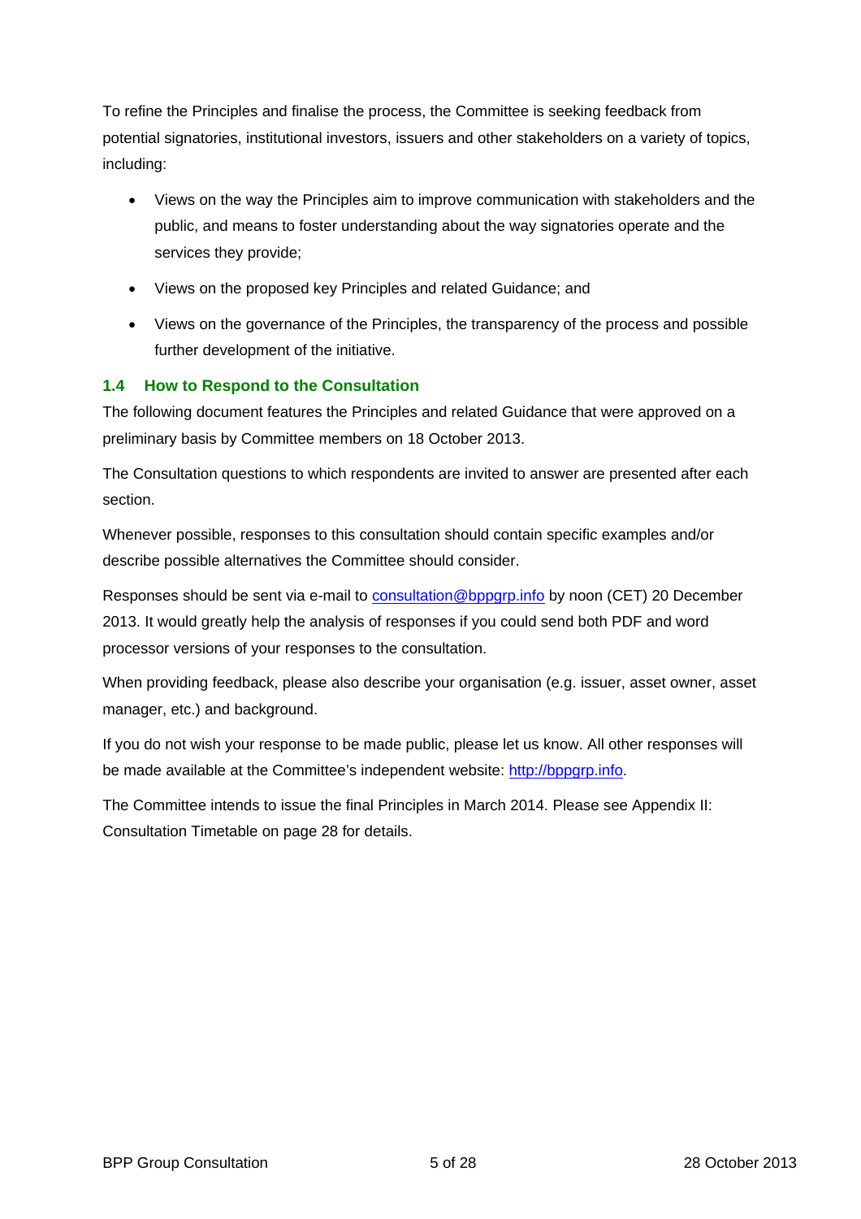To refine the Principles and finalise the process, the Committee is seeking feedback from potential signatories, institutional investors, issuers and other stakeholders on a variety of topics, including:

- Views on the way the Principles aim to improve communication with stakeholders and the public, and means to foster understanding about the way signatories operate and the services they provide;
- Views on the proposed key Principles and related Guidance; and
- Views on the governance of the Principles, the transparency of the process and possible further development of the initiative.

### 1.4 How to Respond to the Consultation

The following document features the Principles and related Guidance that were approved on a preliminary basis by Committee members on 18 October 2013.

The Consultation questions to which respondents are invited to answer are presented after each section.

Whenever possible, responses to this consultation should contain specific examples and/or describe possible alternatives the Committee should consider.

Responses should be sent via e-mail to consultation@bppgrp.info by noon (CET) 20 December 2013. It would greatly help the analysis of responses if you could send both PDF and word processor versions of your responses to the consultation.

When providing feedback, please also describe your organisation (e.g. issuer, asset owner, asset manager, etc.) and background.

If you do not wish your response to be made public, please let us know. All other responses will be made available at the Committee's independent website: http://bppgrp.info.

The Committee intends to issue the final Principles in March 2014. Please see Appendix II: Consultation Timetable on page 28 for details.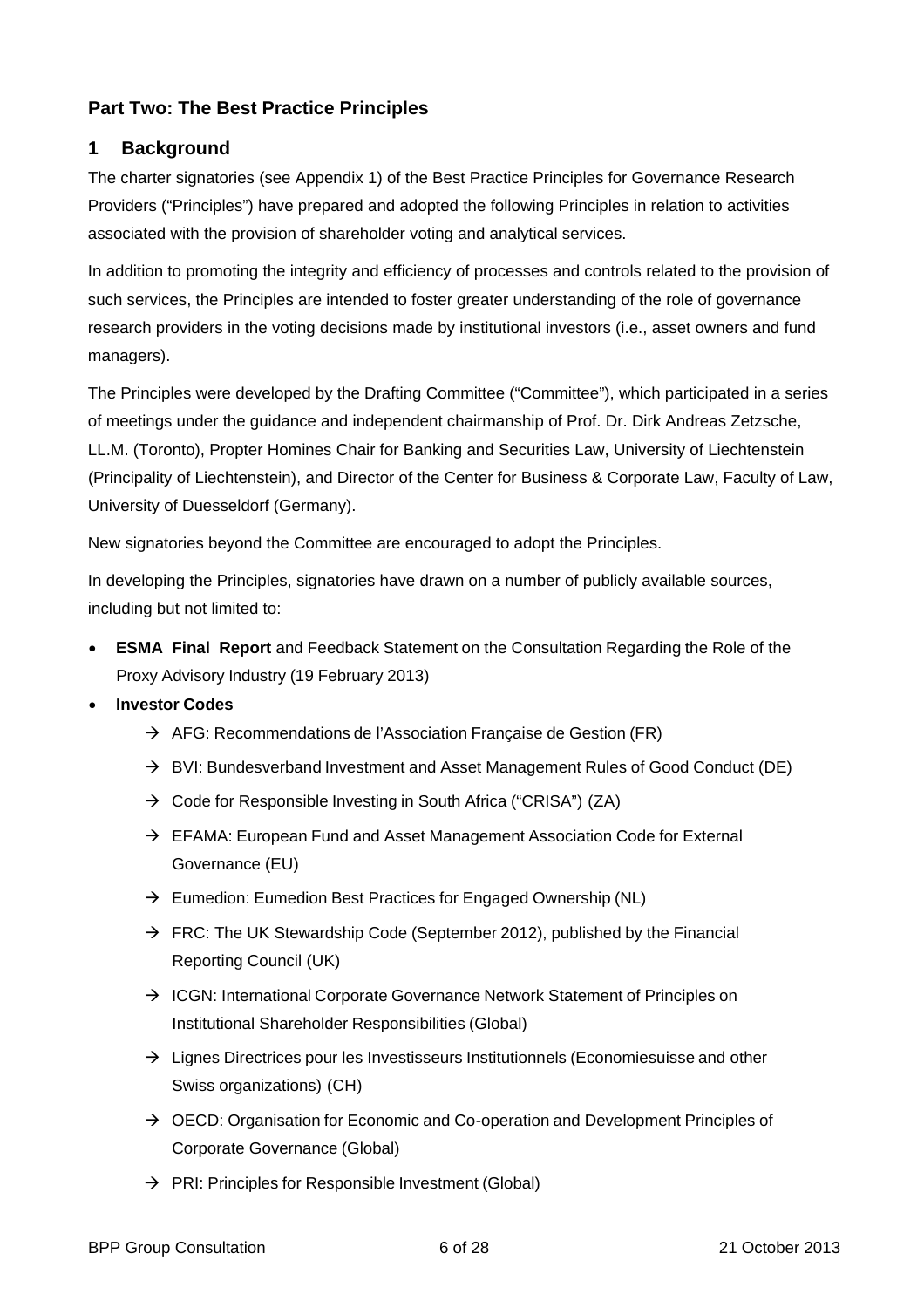## Part Two: The Best Practice Principles

### 1 Background

The charter signatories (see Appendix 1) of the Best Practice Principles for Governance Research Providers ("Principles") have prepared and adopted the following Principles in relation to activities associated with the provision of shareholder voting and analytical services.

In addition to promoting the integrity and efficiency of processes and controls related to the provision of such services, the Principles are intended to foster greater understanding of the role of governance research providers in the voting decisions made by institutional investors (i.e., asset owners and fund managers).

The Principles were developed by the Drafting Committee ("Committee"), which participated in a series of meetings under the guidance and independent chairmanship of Prof. Dr. Dirk Andreas Zetzsche, LL.M. (Toronto), Propter Homines Chair for Banking and Securities Law, University of Liechtenstein (Principality of Liechtenstein), and Director of the Center for Business & Corporate Law, Faculty of Law, University of Duesseldorf (Germany).

New signatories beyond the Committee are encouraged to adopt the Principles.

In developing the Principles, signatories have drawn on a number of publicly available sources, including but not limited to:

- **ESMA Final Report** and Feedback Statement on the Consultation Regarding the Role of the Proxy Advisory Industry (19 February 2013)
- **Investor Codes**
  - → AFG: Recommendations de l'Association Française de Gestion (FR)
  - → BVI: Bundesverband Investment and Asset Management Rules of Good Conduct (DE)
  - → Code for Responsible Investing in South Africa ("CRISA") (ZA)
  - → EFAMA: European Fund and Asset Management Association Code for External Governance (EU)
  - → Eumedion: Eumedion Best Practices for Engaged Ownership (NL)
  - → FRC: The UK Stewardship Code (September 2012), published by the Financial Reporting Council (UK)
  - → ICGN: International Corporate Governance Network Statement of Principles on Institutional Shareholder Responsibilities (Global)
  - → Lignes Directrices pour les Investisseurs Institutionnels (Economiesuisse and other Swiss organizations) (CH)
  - → OECD: Organisation for Economic and Co-operation and Development Principles of Corporate Governance (Global)
  - → PRI: Principles for Responsible Investment (Global)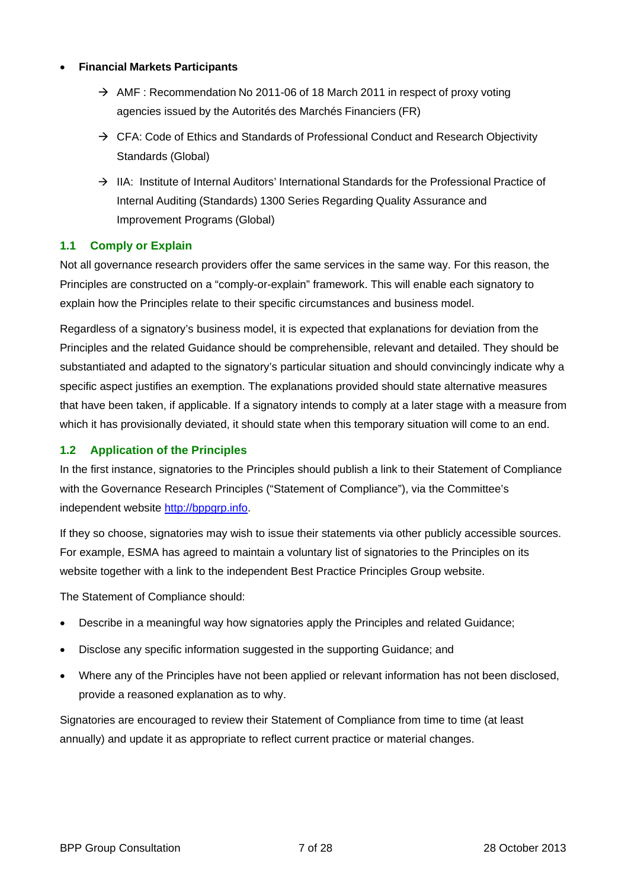- **Financial Markets Participants**

  → AMF : Recommendation No 2011-06 of 18 March 2011 in respect of proxy voting agencies issued by the Autorités des Marchés Financiers (FR)

  → CFA: Code of Ethics and Standards of Professional Conduct and Research Objectivity Standards (Global)

  → IIA: Institute of Internal Auditors' International Standards for the Professional Practice of Internal Auditing (Standards) 1300 Series Regarding Quality Assurance and Improvement Programs (Global)

## 1.1 Comply or Explain

Not all governance research providers offer the same services in the same way. For this reason, the Principles are constructed on a "comply-or-explain" framework. This will enable each signatory to explain how the Principles relate to their specific circumstances and business model.

Regardless of a signatory's business model, it is expected that explanations for deviation from the Principles and the related Guidance should be comprehensible, relevant and detailed. They should be substantiated and adapted to the signatory's particular situation and should convincingly indicate why a specific aspect justifies an exemption. The explanations provided should state alternative measures that have been taken, if applicable. If a signatory intends to comply at a later stage with a measure from which it has provisionally deviated, it should state when this temporary situation will come to an end.

## 1.2 Application of the Principles

In the first instance, signatories to the Principles should publish a link to their Statement of Compliance with the Governance Research Principles ("Statement of Compliance"), via the Committee's independent website http://bppgrp.info.

If they so choose, signatories may wish to issue their statements via other publicly accessible sources. For example, ESMA has agreed to maintain a voluntary list of signatories to the Principles on its website together with a link to the independent Best Practice Principles Group website.

The Statement of Compliance should:

- Describe in a meaningful way how signatories apply the Principles and related Guidance;
- Disclose any specific information suggested in the supporting Guidance; and
- Where any of the Principles have not been applied or relevant information has not been disclosed, provide a reasoned explanation as to why.

Signatories are encouraged to review their Statement of Compliance from time to time (at least annually) and update it as appropriate to reflect current practice or material changes.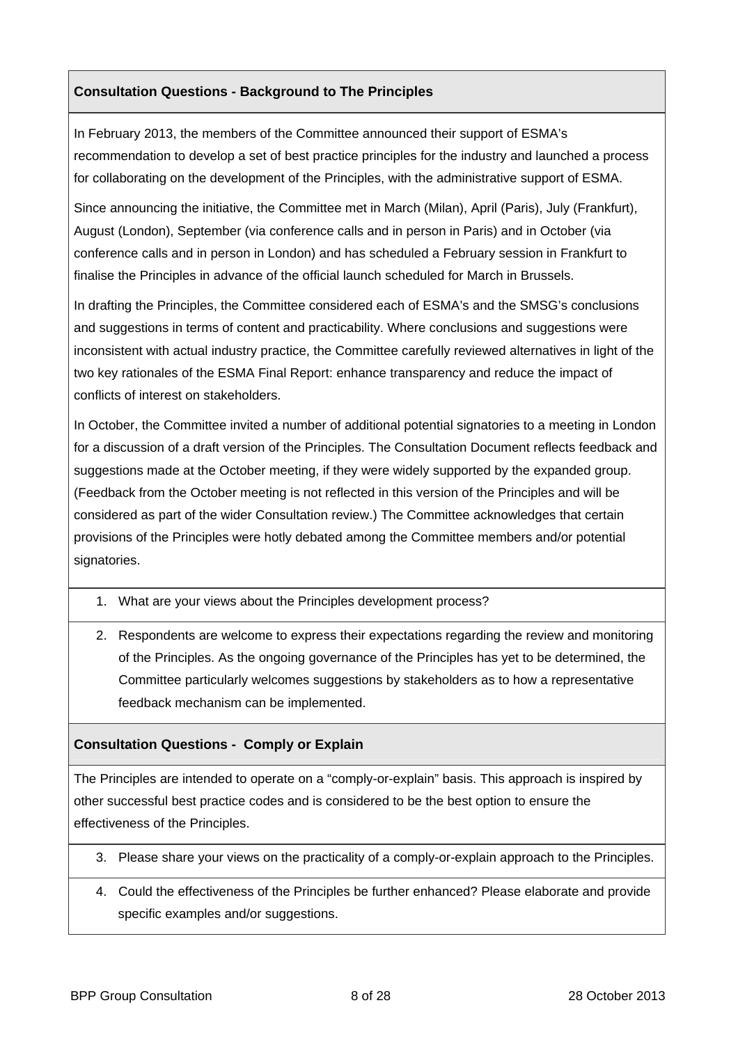## Consultation Questions - Background to The Principles

In February 2013, the members of the Committee announced their support of ESMA's recommendation to develop a set of best practice principles for the industry and launched a process for collaborating on the development of the Principles, with the administrative support of ESMA.

Since announcing the initiative, the Committee met in March (Milan), April (Paris), July (Frankfurt), August (London), September (via conference calls and in person in Paris) and in October (via conference calls and in person in London) and has scheduled a February session in Frankfurt to finalise the Principles in advance of the official launch scheduled for March in Brussels.

In drafting the Principles, the Committee considered each of ESMA's and the SMSG's conclusions and suggestions in terms of content and practicability. Where conclusions and suggestions were inconsistent with actual industry practice, the Committee carefully reviewed alternatives in light of the two key rationales of the ESMA Final Report: enhance transparency and reduce the impact of conflicts of interest on stakeholders.

In October, the Committee invited a number of additional potential signatories to a meeting in London for a discussion of a draft version of the Principles. The Consultation Document reflects feedback and suggestions made at the October meeting, if they were widely supported by the expanded group. (Feedback from the October meeting is not reflected in this version of the Principles and will be considered as part of the wider Consultation review.) The Committee acknowledges that certain provisions of the Principles were hotly debated among the Committee members and/or potential signatories.

1. What are your views about the Principles development process?
2. Respondents are welcome to express their expectations regarding the review and monitoring of the Principles. As the ongoing governance of the Principles has yet to be determined, the Committee particularly welcomes suggestions by stakeholders as to how a representative feedback mechanism can be implemented.

## Consultation Questions - Comply or Explain

The Principles are intended to operate on a "comply-or-explain" basis. This approach is inspired by other successful best practice codes and is considered to be the best option to ensure the effectiveness of the Principles.

3. Please share your views on the practicality of a comply-or-explain approach to the Principles.
4. Could the effectiveness of the Principles be further enhanced? Please elaborate and provide specific examples and/or suggestions.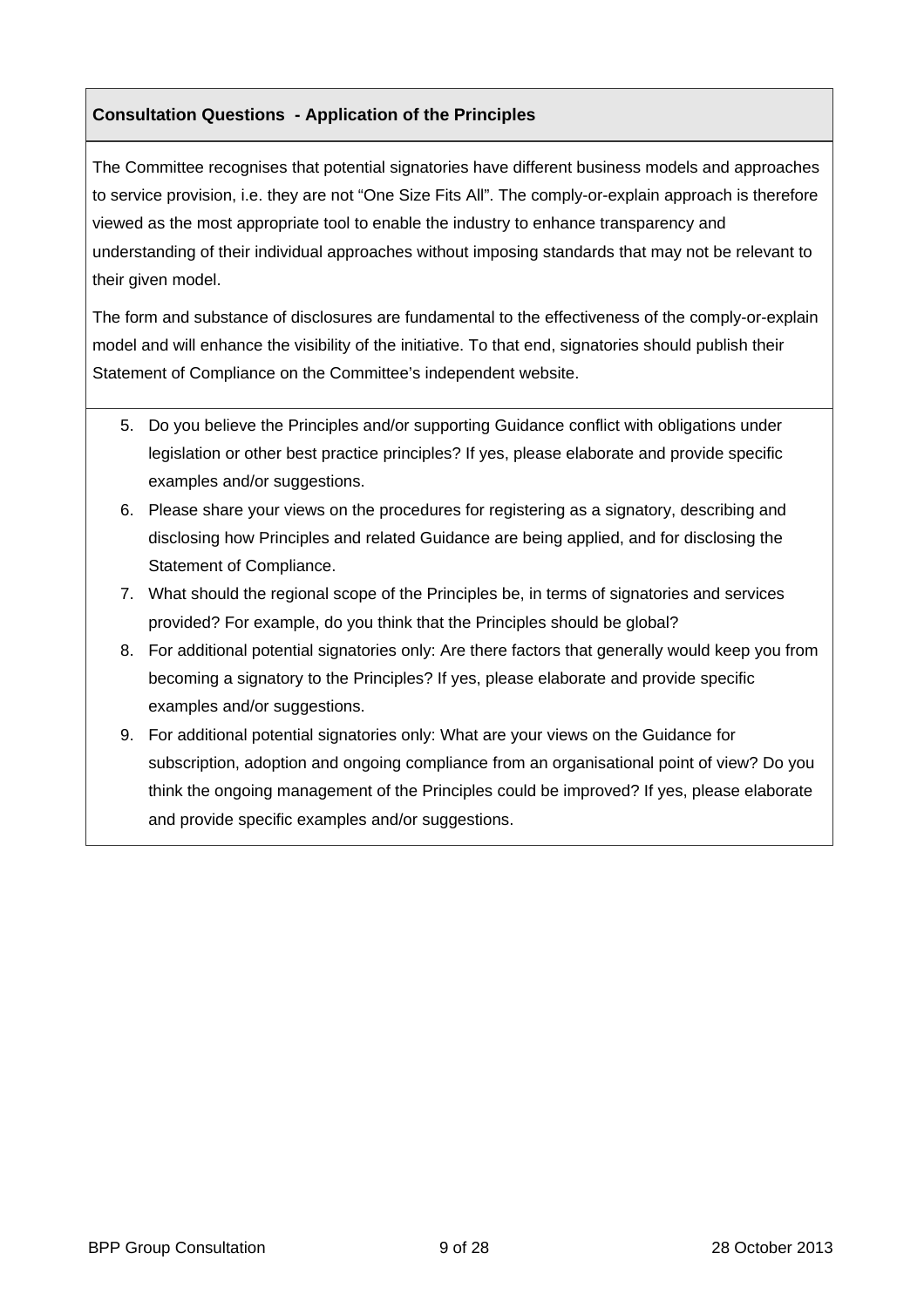## Consultation Questions - Application of the Principles

The Committee recognises that potential signatories have different business models and approaches to service provision, i.e. they are not "One Size Fits All". The comply-or-explain approach is therefore viewed as the most appropriate tool to enable the industry to enhance transparency and understanding of their individual approaches without imposing standards that may not be relevant to their given model.

The form and substance of disclosures are fundamental to the effectiveness of the comply-or-explain model and will enhance the visibility of the initiative. To that end, signatories should publish their Statement of Compliance on the Committee's independent website.

5. Do you believe the Principles and/or supporting Guidance conflict with obligations under legislation or other best practice principles? If yes, please elaborate and provide specific examples and/or suggestions.
6. Please share your views on the procedures for registering as a signatory, describing and disclosing how Principles and related Guidance are being applied, and for disclosing the Statement of Compliance.
7. What should the regional scope of the Principles be, in terms of signatories and services provided? For example, do you think that the Principles should be global?
8. For additional potential signatories only: Are there factors that generally would keep you from becoming a signatory to the Principles? If yes, please elaborate and provide specific examples and/or suggestions.
9. For additional potential signatories only: What are your views on the Guidance for subscription, adoption and ongoing compliance from an organisational point of view? Do you think the ongoing management of the Principles could be improved? If yes, please elaborate and provide specific examples and/or suggestions.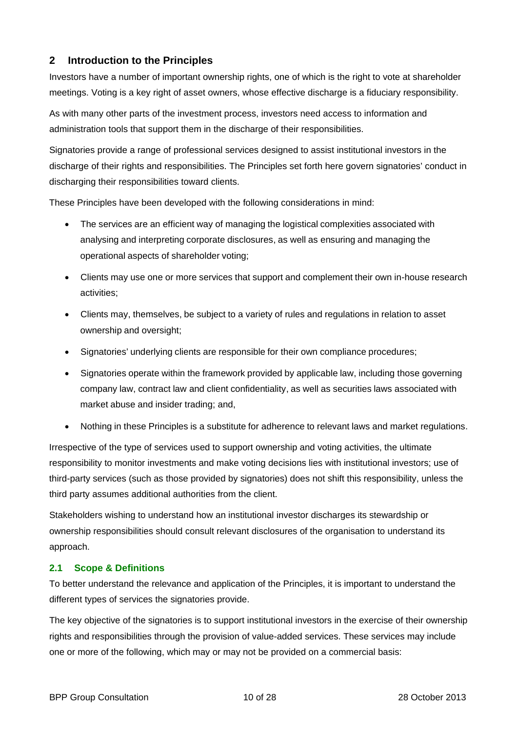## 2 Introduction to the Principles

Investors have a number of important ownership rights, one of which is the right to vote at shareholder meetings. Voting is a key right of asset owners, whose effective discharge is a fiduciary responsibility.

As with many other parts of the investment process, investors need access to information and administration tools that support them in the discharge of their responsibilities.

Signatories provide a range of professional services designed to assist institutional investors in the discharge of their rights and responsibilities. The Principles set forth here govern signatories' conduct in discharging their responsibilities toward clients.

These Principles have been developed with the following considerations in mind:

- The services are an efficient way of managing the logistical complexities associated with analysing and interpreting corporate disclosures, as well as ensuring and managing the operational aspects of shareholder voting;
- Clients may use one or more services that support and complement their own in-house research activities;
- Clients may, themselves, be subject to a variety of rules and regulations in relation to asset ownership and oversight;
- Signatories' underlying clients are responsible for their own compliance procedures;
- Signatories operate within the framework provided by applicable law, including those governing company law, contract law and client confidentiality, as well as securities laws associated with market abuse and insider trading; and,
- Nothing in these Principles is a substitute for adherence to relevant laws and market regulations.

Irrespective of the type of services used to support ownership and voting activities, the ultimate responsibility to monitor investments and make voting decisions lies with institutional investors; use of third-party services (such as those provided by signatories) does not shift this responsibility, unless the third party assumes additional authorities from the client.

Stakeholders wishing to understand how an institutional investor discharges its stewardship or ownership responsibilities should consult relevant disclosures of the organisation to understand its approach.

### 2.1 Scope & Definitions

To better understand the relevance and application of the Principles, it is important to understand the different types of services the signatories provide.

The key objective of the signatories is to support institutional investors in the exercise of their ownership rights and responsibilities through the provision of value-added services. These services may include one or more of the following, which may or may not be provided on a commercial basis: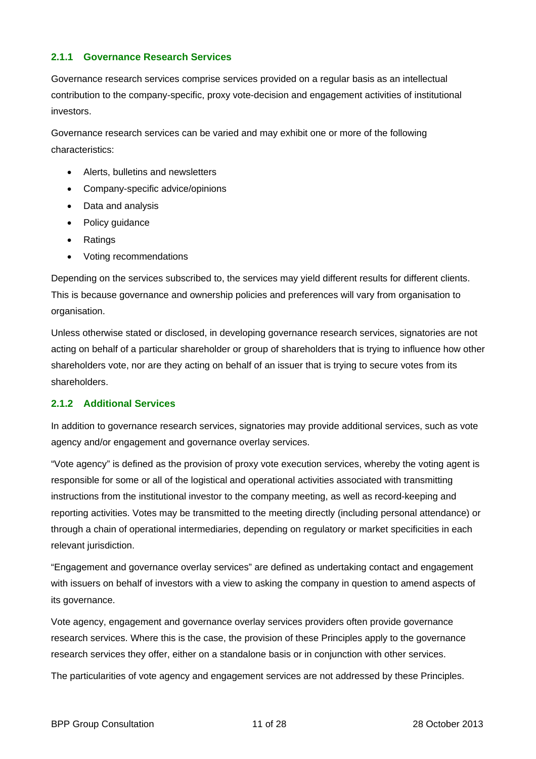### 2.1.1 Governance Research Services

Governance research services comprise services provided on a regular basis as an intellectual contribution to the company-specific, proxy vote-decision and engagement activities of institutional investors.

Governance research services can be varied and may exhibit one or more of the following characteristics:

- Alerts, bulletins and newsletters
- Company-specific advice/opinions
- Data and analysis
- Policy guidance
- Ratings
- Voting recommendations

Depending on the services subscribed to, the services may yield different results for different clients. This is because governance and ownership policies and preferences will vary from organisation to organisation.

Unless otherwise stated or disclosed, in developing governance research services, signatories are not acting on behalf of a particular shareholder or group of shareholders that is trying to influence how other shareholders vote, nor are they acting on behalf of an issuer that is trying to secure votes from its shareholders.

### 2.1.2 Additional Services

In addition to governance research services, signatories may provide additional services, such as vote agency and/or engagement and governance overlay services.

“Vote agency” is defined as the provision of proxy vote execution services, whereby the voting agent is responsible for some or all of the logistical and operational activities associated with transmitting instructions from the institutional investor to the company meeting, as well as record-keeping and reporting activities. Votes may be transmitted to the meeting directly (including personal attendance) or through a chain of operational intermediaries, depending on regulatory or market specificities in each relevant jurisdiction.

“Engagement and governance overlay services” are defined as undertaking contact and engagement with issuers on behalf of investors with a view to asking the company in question to amend aspects of its governance.

Vote agency, engagement and governance overlay services providers often provide governance research services. Where this is the case, the provision of these Principles apply to the governance research services they offer, either on a standalone basis or in conjunction with other services.

The particularities of vote agency and engagement services are not addressed by these Principles.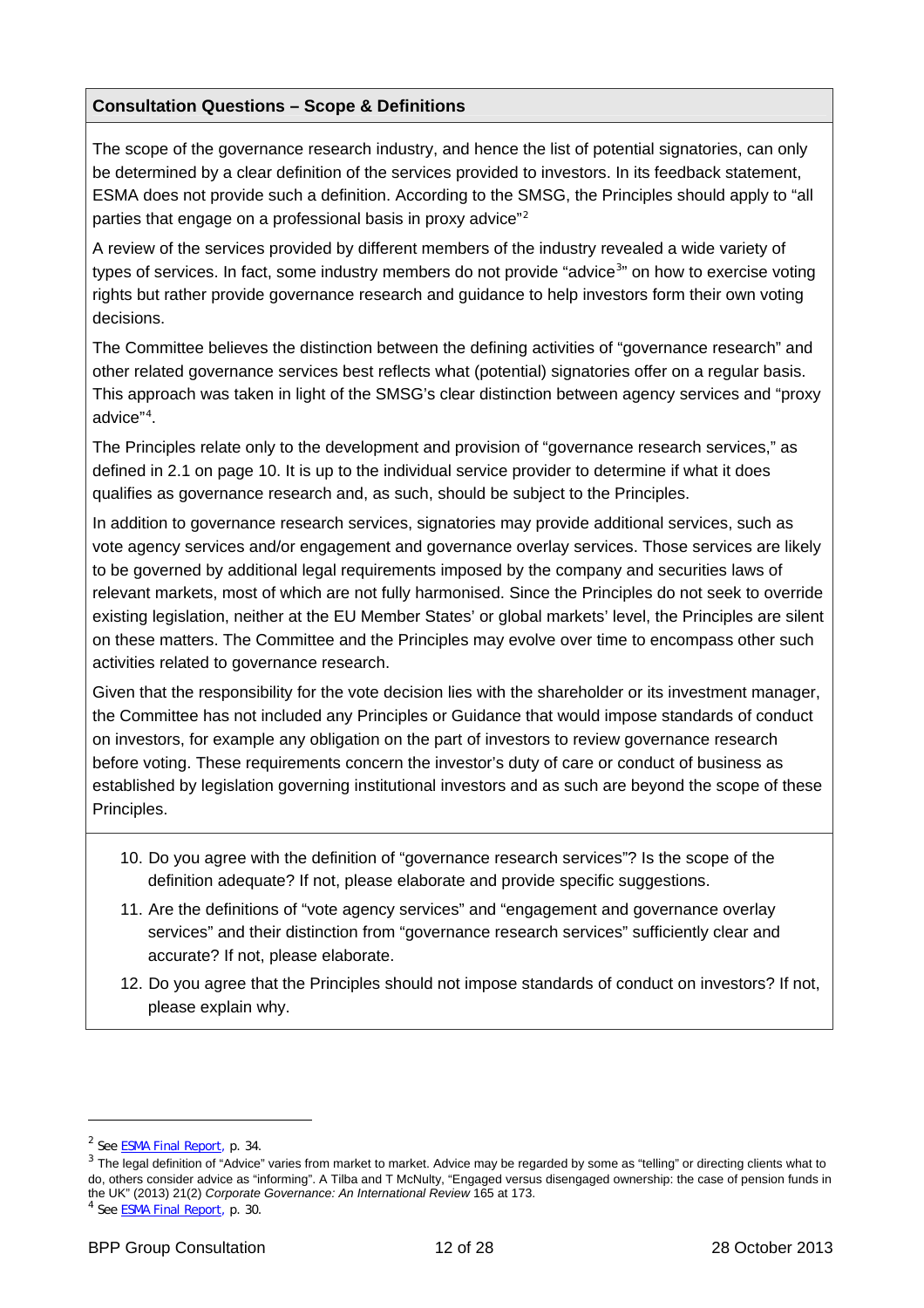**Consultation Questions – Scope & Definitions**

The scope of the governance research industry, and hence the list of potential signatories, can only be determined by a clear definition of the services provided to investors. In its feedback statement, ESMA does not provide such a definition. According to the SMSG, the Principles should apply to "all parties that engage on a professional basis in proxy advice"[2]

A review of the services provided by different members of the industry revealed a wide variety of types of services. In fact, some industry members do not provide "advice[3]" on how to exercise voting rights but rather provide governance research and guidance to help investors form their own voting decisions.

The Committee believes the distinction between the defining activities of "governance research" and other related governance services best reflects what (potential) signatories offer on a regular basis. This approach was taken in light of the SMSG's clear distinction between agency services and "proxy advice"[4].

The Principles relate only to the development and provision of "governance research services," as defined in 2.1 on page 10. It is up to the individual service provider to determine if what it does qualifies as governance research and, as such, should be subject to the Principles.

In addition to governance research services, signatories may provide additional services, such as vote agency services and/or engagement and governance overlay services. Those services are likely to be governed by additional legal requirements imposed by the company and securities laws of relevant markets, most of which are not fully harmonised. Since the Principles do not seek to override existing legislation, neither at the EU Member States' or global markets' level, the Principles are silent on these matters. The Committee and the Principles may evolve over time to encompass other such activities related to governance research.

Given that the responsibility for the vote decision lies with the shareholder or its investment manager, the Committee has not included any Principles or Guidance that would impose standards of conduct on investors, for example any obligation on the part of investors to review governance research before voting. These requirements concern the investor's duty of care or conduct of business as established by legislation governing institutional investors and as such are beyond the scope of these Principles.

10. Do you agree with the definition of "governance research services"? Is the scope of the definition adequate? If not, please elaborate and provide specific suggestions.
11. Are the definitions of "vote agency services" and "engagement and governance overlay services" and their distinction from "governance research services" sufficiently clear and accurate? If not, please elaborate.
12. Do you agree that the Principles should not impose standards of conduct on investors? If not, please explain why.

---

[2] See ESMA Final Report, p. 34.

[3] The legal definition of "Advice" varies from market to market. Advice may be regarded by some as "telling" or directing clients what to do, others consider advice as "informing". A Tilba and T McNulty, "Engaged versus disengaged ownership: the case of pension funds in the UK" (2013) 21(2) *Corporate Governance: An International Review* 165 at 173.

[4] See ESMA Final Report, p. 30.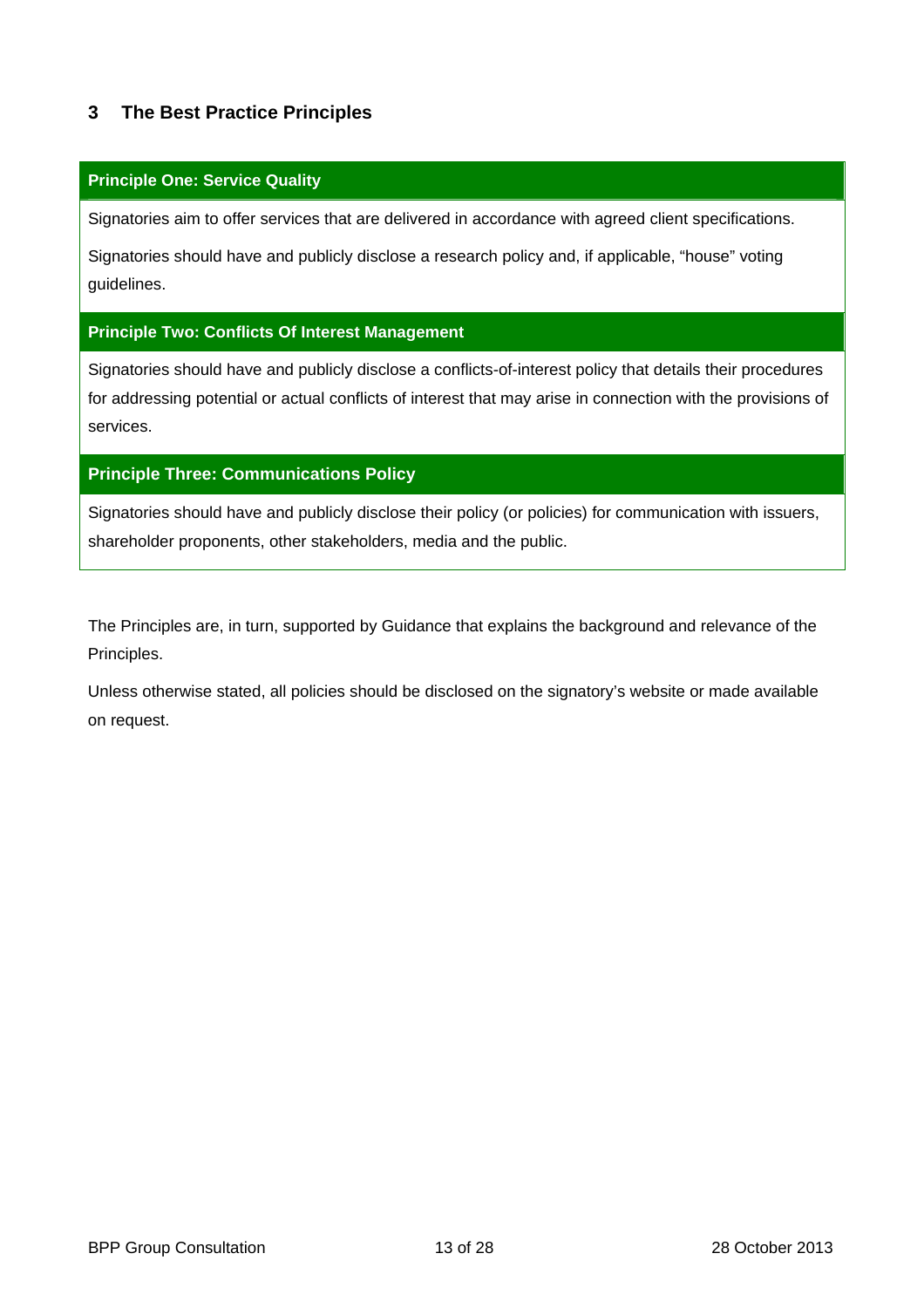## 3 The Best Practice Principles

| **Principle One: Service Quality** |
|---|
| Signatories aim to offer services that are delivered in accordance with agreed client specifications. |
| Signatories should have and publicly disclose a research policy and, if applicable, "house" voting guidelines. |
| **Principle Two: Conflicts Of Interest Management** |
| Signatories should have and publicly disclose a conflicts-of-interest policy that details their procedures for addressing potential or actual conflicts of interest that may arise in connection with the provisions of services. |
| **Principle Three: Communications Policy** |
| Signatories should have and publicly disclose their policy (or policies) for communication with issuers, shareholder proponents, other stakeholders, media and the public. |

The Principles are, in turn, supported by Guidance that explains the background and relevance of the Principles.

Unless otherwise stated, all policies should be disclosed on the signatory's website or made available on request.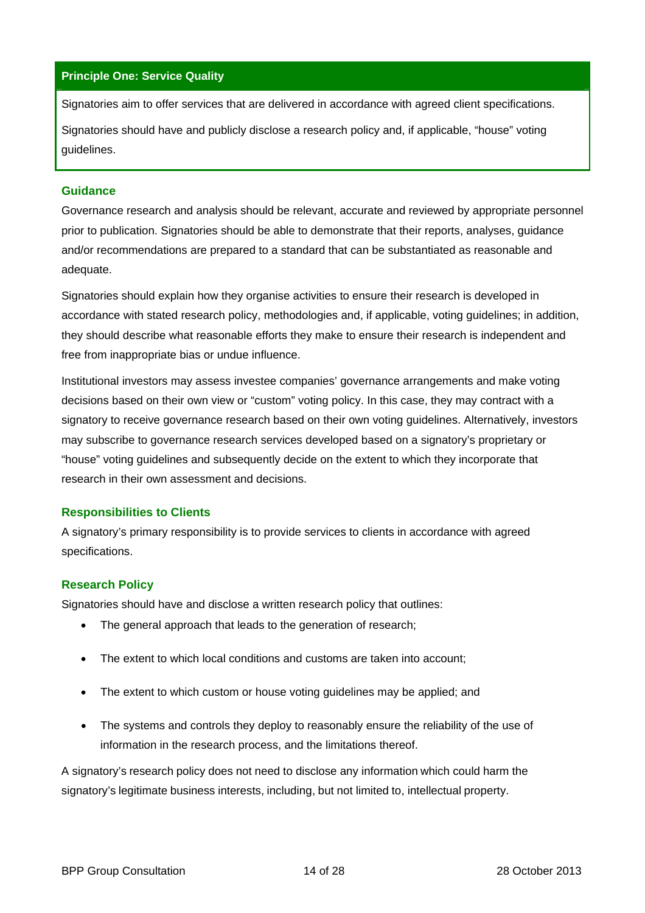## Principle One: Service Quality

Signatories aim to offer services that are delivered in accordance with agreed client specifications.

Signatories should have and publicly disclose a research policy and, if applicable, "house" voting guidelines.

### Guidance

Governance research and analysis should be relevant, accurate and reviewed by appropriate personnel prior to publication. Signatories should be able to demonstrate that their reports, analyses, guidance and/or recommendations are prepared to a standard that can be substantiated as reasonable and adequate.

Signatories should explain how they organise activities to ensure their research is developed in accordance with stated research policy, methodologies and, if applicable, voting guidelines; in addition, they should describe what reasonable efforts they make to ensure their research is independent and free from inappropriate bias or undue influence.

Institutional investors may assess investee companies' governance arrangements and make voting decisions based on their own view or "custom" voting policy. In this case, they may contract with a signatory to receive governance research based on their own voting guidelines. Alternatively, investors may subscribe to governance research services developed based on a signatory's proprietary or "house" voting guidelines and subsequently decide on the extent to which they incorporate that research in their own assessment and decisions.

### Responsibilities to Clients

A signatory's primary responsibility is to provide services to clients in accordance with agreed specifications.

### Research Policy

Signatories should have and disclose a written research policy that outlines:

- The general approach that leads to the generation of research;
- The extent to which local conditions and customs are taken into account;
- The extent to which custom or house voting guidelines may be applied; and
- The systems and controls they deploy to reasonably ensure the reliability of the use of information in the research process, and the limitations thereof.

A signatory's research policy does not need to disclose any information which could harm the signatory's legitimate business interests, including, but not limited to, intellectual property.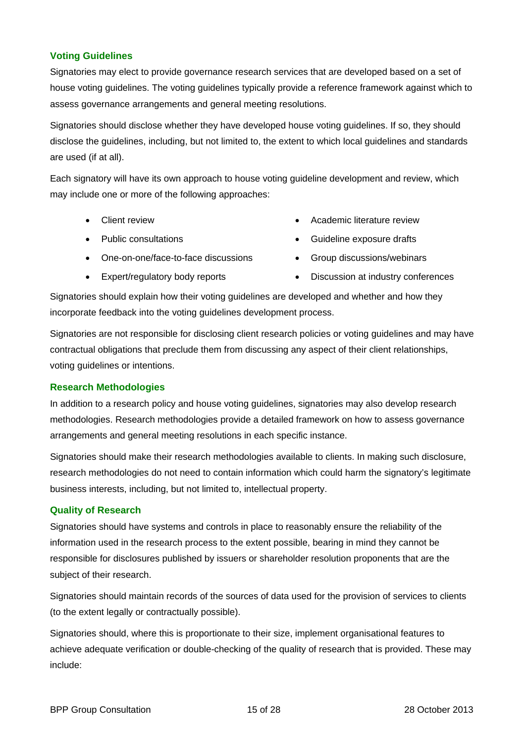### Voting Guidelines

Signatories may elect to provide governance research services that are developed based on a set of house voting guidelines. The voting guidelines typically provide a reference framework against which to assess governance arrangements and general meeting resolutions.

Signatories should disclose whether they have developed house voting guidelines. If so, they should disclose the guidelines, including, but not limited to, the extent to which local guidelines and standards are used (if at all).

Each signatory will have its own approach to house voting guideline development and review, which may include one or more of the following approaches:

- Client review
- Public consultations
- One-on-one/face-to-face discussions
- Expert/regulatory body reports
- Academic literature review
- Guideline exposure drafts
- Group discussions/webinars
- Discussion at industry conferences

Signatories should explain how their voting guidelines are developed and whether and how they incorporate feedback into the voting guidelines development process.

Signatories are not responsible for disclosing client research policies or voting guidelines and may have contractual obligations that preclude them from discussing any aspect of their client relationships, voting guidelines or intentions.

### Research Methodologies

In addition to a research policy and house voting guidelines, signatories may also develop research methodologies. Research methodologies provide a detailed framework on how to assess governance arrangements and general meeting resolutions in each specific instance.

Signatories should make their research methodologies available to clients. In making such disclosure, research methodologies do not need to contain information which could harm the signatory's legitimate business interests, including, but not limited to, intellectual property.

### Quality of Research

Signatories should have systems and controls in place to reasonably ensure the reliability of the information used in the research process to the extent possible, bearing in mind they cannot be responsible for disclosures published by issuers or shareholder resolution proponents that are the subject of their research.

Signatories should maintain records of the sources of data used for the provision of services to clients (to the extent legally or contractually possible).

Signatories should, where this is proportionate to their size, implement organisational features to achieve adequate verification or double-checking of the quality of research that is provided. These may include: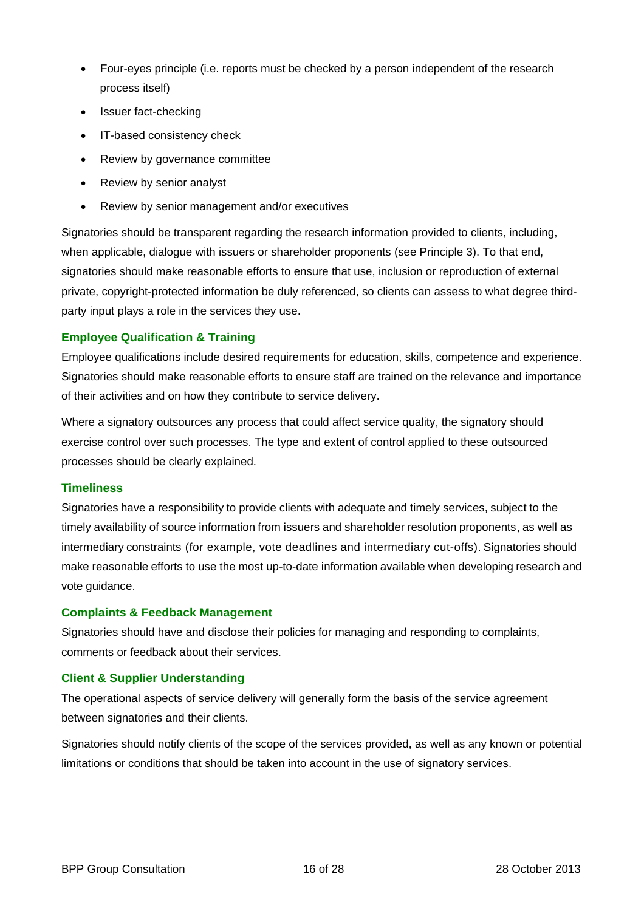- Four-eyes principle (i.e. reports must be checked by a person independent of the research process itself)
- Issuer fact-checking
- IT-based consistency check
- Review by governance committee
- Review by senior analyst
- Review by senior management and/or executives

Signatories should be transparent regarding the research information provided to clients, including, when applicable, dialogue with issuers or shareholder proponents (see Principle 3). To that end, signatories should make reasonable efforts to ensure that use, inclusion or reproduction of external private, copyright-protected information be duly referenced, so clients can assess to what degree third-party input plays a role in the services they use.

### Employee Qualification & Training

Employee qualifications include desired requirements for education, skills, competence and experience. Signatories should make reasonable efforts to ensure staff are trained on the relevance and importance of their activities and on how they contribute to service delivery.

Where a signatory outsources any process that could affect service quality, the signatory should exercise control over such processes. The type and extent of control applied to these outsourced processes should be clearly explained.

### Timeliness

Signatories have a responsibility to provide clients with adequate and timely services, subject to the timely availability of source information from issuers and shareholder resolution proponents, as well as intermediary constraints (for example, vote deadlines and intermediary cut-offs). Signatories should make reasonable efforts to use the most up-to-date information available when developing research and vote guidance.

### Complaints & Feedback Management

Signatories should have and disclose their policies for managing and responding to complaints, comments or feedback about their services.

### Client & Supplier Understanding

The operational aspects of service delivery will generally form the basis of the service agreement between signatories and their clients.

Signatories should notify clients of the scope of the services provided, as well as any known or potential limitations or conditions that should be taken into account in the use of signatory services.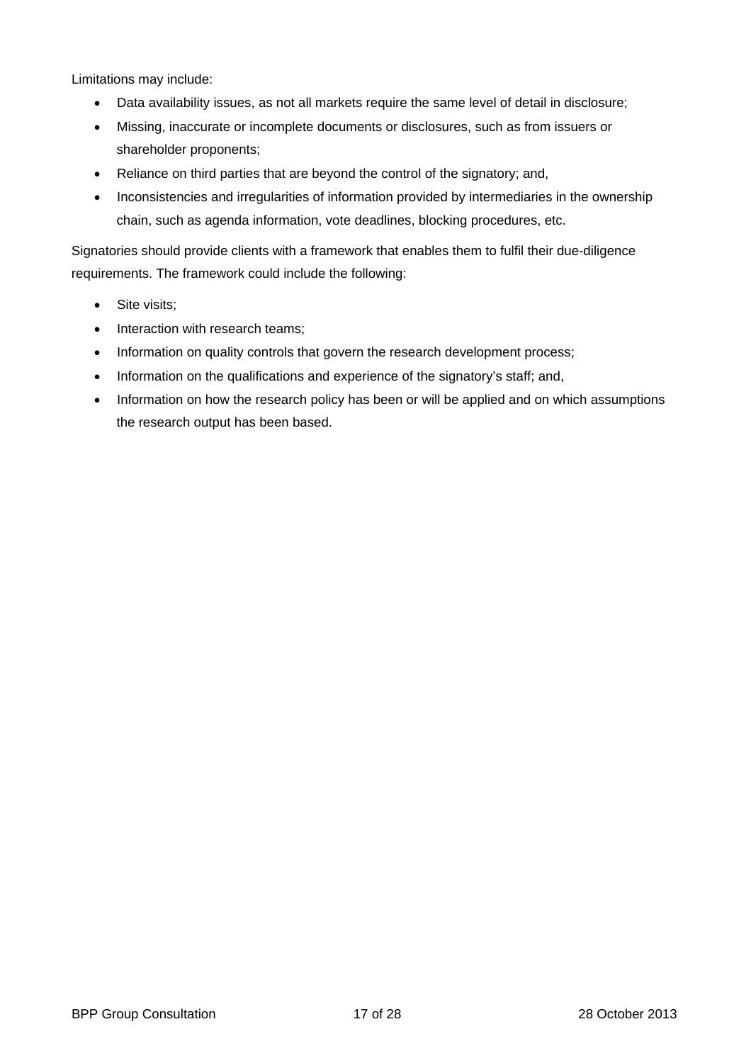Limitations may include:

- Data availability issues, as not all markets require the same level of detail in disclosure;
- Missing, inaccurate or incomplete documents or disclosures, such as from issuers or shareholder proponents;
- Reliance on third parties that are beyond the control of the signatory; and,
- Inconsistencies and irregularities of information provided by intermediaries in the ownership chain, such as agenda information, vote deadlines, blocking procedures, etc.

Signatories should provide clients with a framework that enables them to fulfil their due-diligence requirements. The framework could include the following:

- Site visits;
- Interaction with research teams;
- Information on quality controls that govern the research development process;
- Information on the qualifications and experience of the signatory's staff; and,
- Information on how the research policy has been or will be applied and on which assumptions the research output has been based.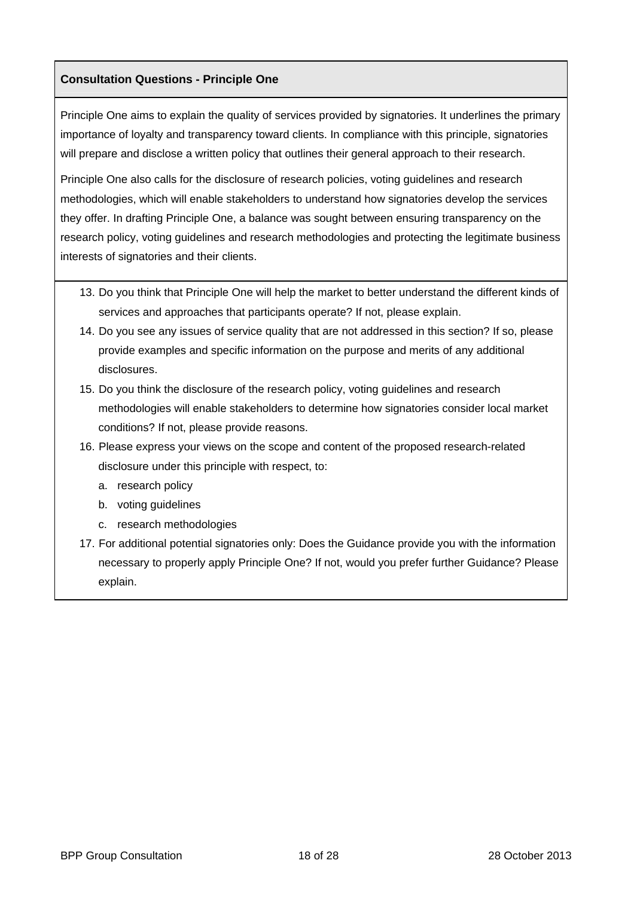**Consultation Questions - Principle One**

Principle One aims to explain the quality of services provided by signatories. It underlines the primary importance of loyalty and transparency toward clients. In compliance with this principle, signatories will prepare and disclose a written policy that outlines their general approach to their research.

Principle One also calls for the disclosure of research policies, voting guidelines and research methodologies, which will enable stakeholders to understand how signatories develop the services they offer. In drafting Principle One, a balance was sought between ensuring transparency on the research policy, voting guidelines and research methodologies and protecting the legitimate business interests of signatories and their clients.

13. Do you think that Principle One will help the market to better understand the different kinds of services and approaches that participants operate? If not, please explain.
14. Do you see any issues of service quality that are not addressed in this section? If so, please provide examples and specific information on the purpose and merits of any additional disclosures.
15. Do you think the disclosure of the research policy, voting guidelines and research methodologies will enable stakeholders to determine how signatories consider local market conditions? If not, please provide reasons.
16. Please express your views on the scope and content of the proposed research-related disclosure under this principle with respect, to:
    a. research policy
    b. voting guidelines
    c. research methodologies
17. For additional potential signatories only: Does the Guidance provide you with the information necessary to properly apply Principle One? If not, would you prefer further Guidance? Please explain.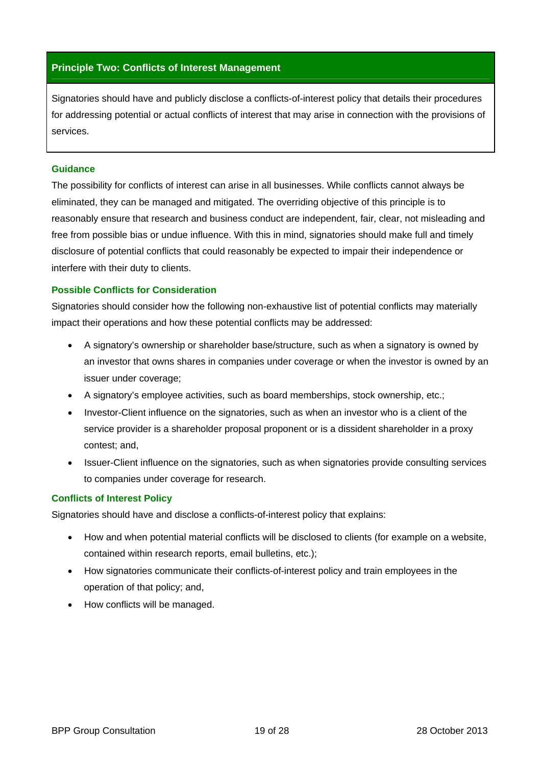## Principle Two: Conflicts of Interest Management

Signatories should have and publicly disclose a conflicts-of-interest policy that details their procedures for addressing potential or actual conflicts of interest that may arise in connection with the provisions of services.

### Guidance

The possibility for conflicts of interest can arise in all businesses. While conflicts cannot always be eliminated, they can be managed and mitigated. The overriding objective of this principle is to reasonably ensure that research and business conduct are independent, fair, clear, not misleading and free from possible bias or undue influence. With this in mind, signatories should make full and timely disclosure of potential conflicts that could reasonably be expected to impair their independence or interfere with their duty to clients.

### Possible Conflicts for Consideration

Signatories should consider how the following non-exhaustive list of potential conflicts may materially impact their operations and how these potential conflicts may be addressed:

- A signatory's ownership or shareholder base/structure, such as when a signatory is owned by an investor that owns shares in companies under coverage or when the investor is owned by an issuer under coverage;
- A signatory's employee activities, such as board memberships, stock ownership, etc.;
- Investor-Client influence on the signatories, such as when an investor who is a client of the service provider is a shareholder proposal proponent or is a dissident shareholder in a proxy contest; and,
- Issuer-Client influence on the signatories, such as when signatories provide consulting services to companies under coverage for research.

### Conflicts of Interest Policy

Signatories should have and disclose a conflicts-of-interest policy that explains:

- How and when potential material conflicts will be disclosed to clients (for example on a website, contained within research reports, email bulletins, etc.);
- How signatories communicate their conflicts-of-interest policy and train employees in the operation of that policy; and,
- How conflicts will be managed.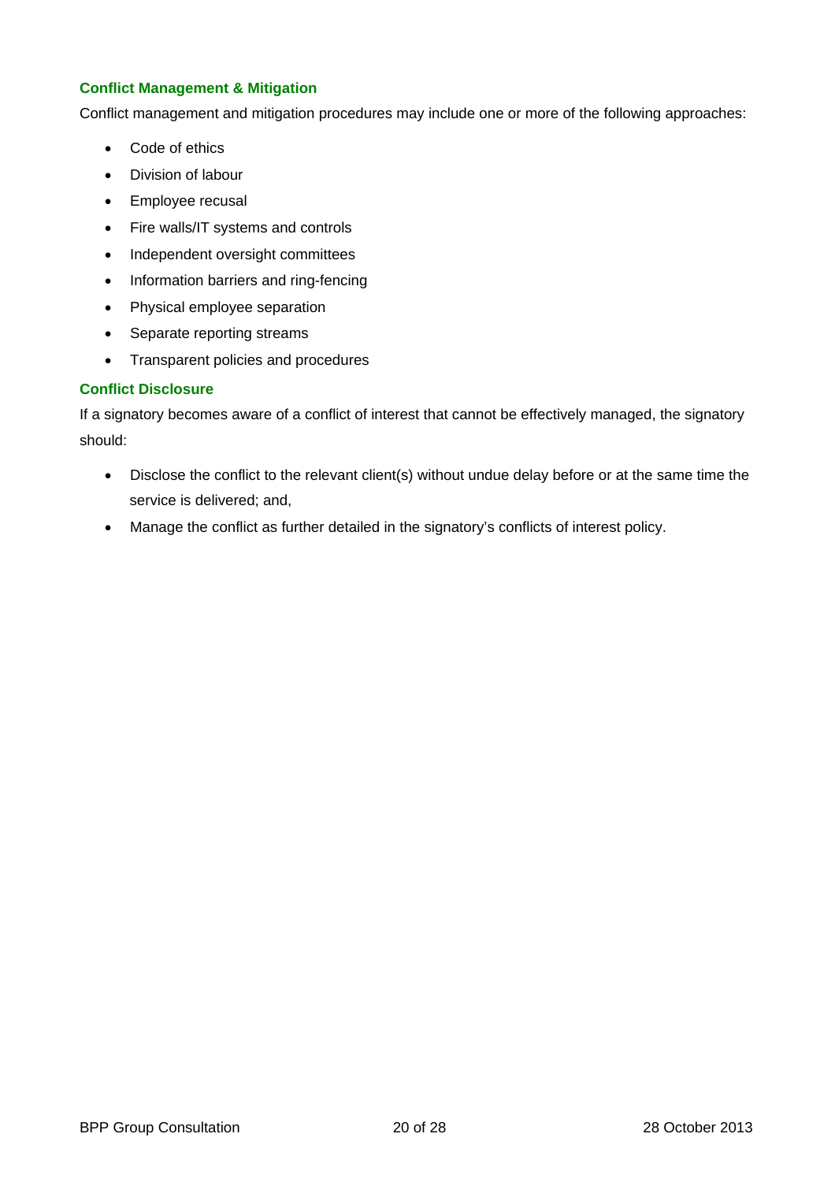### Conflict Management & Mitigation

Conflict management and mitigation procedures may include one or more of the following approaches:

- Code of ethics
- Division of labour
- Employee recusal
- Fire walls/IT systems and controls
- Independent oversight committees
- Information barriers and ring-fencing
- Physical employee separation
- Separate reporting streams
- Transparent policies and procedures

### Conflict Disclosure

If a signatory becomes aware of a conflict of interest that cannot be effectively managed, the signatory should:

- Disclose the conflict to the relevant client(s) without undue delay before or at the same time the service is delivered; and,
- Manage the conflict as further detailed in the signatory's conflicts of interest policy.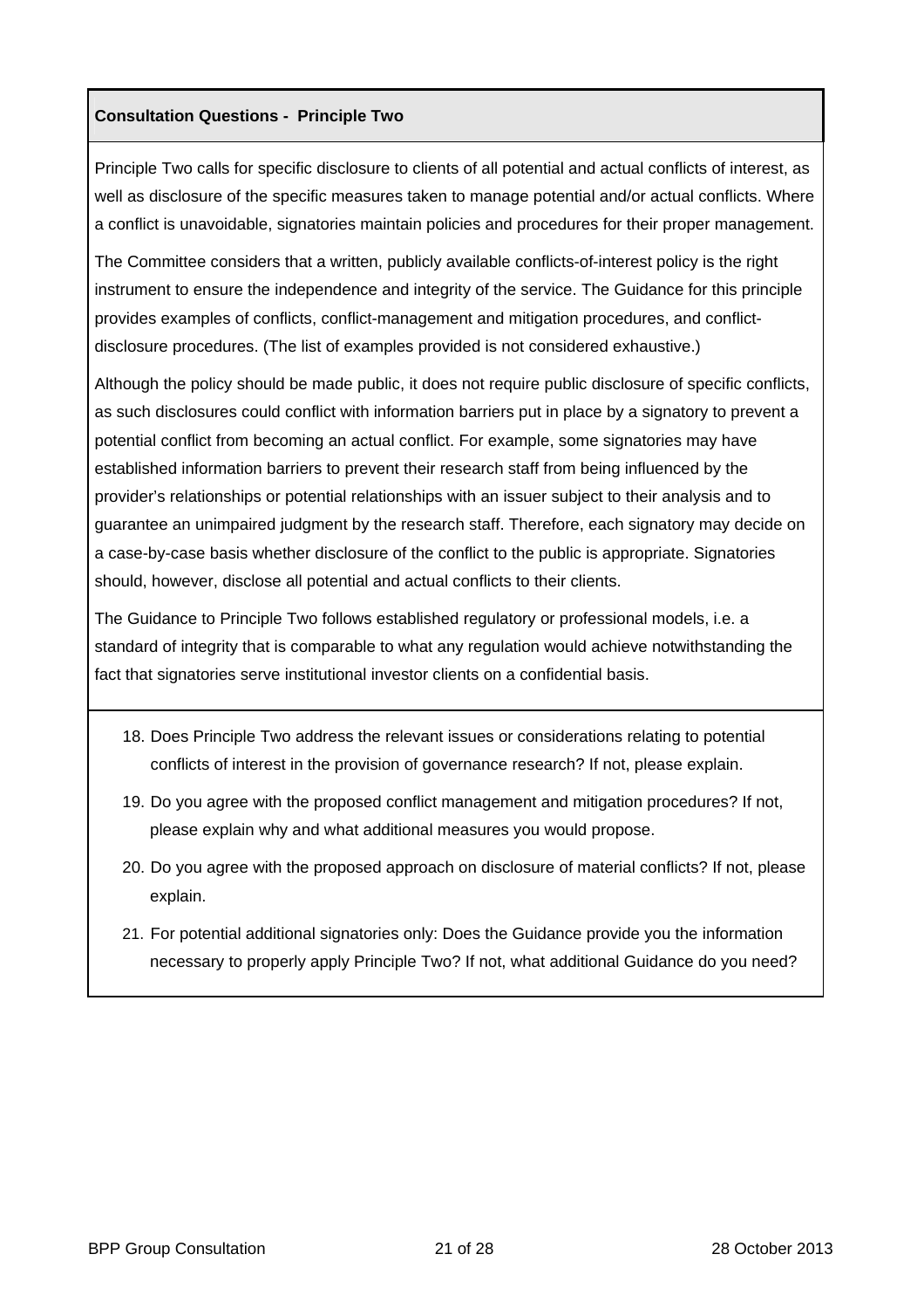**Consultation Questions - Principle Two**

Principle Two calls for specific disclosure to clients of all potential and actual conflicts of interest, as well as disclosure of the specific measures taken to manage potential and/or actual conflicts. Where a conflict is unavoidable, signatories maintain policies and procedures for their proper management.

The Committee considers that a written, publicly available conflicts-of-interest policy is the right instrument to ensure the independence and integrity of the service. The Guidance for this principle provides examples of conflicts, conflict-management and mitigation procedures, and conflict-disclosure procedures. (The list of examples provided is not considered exhaustive.)

Although the policy should be made public, it does not require public disclosure of specific conflicts, as such disclosures could conflict with information barriers put in place by a signatory to prevent a potential conflict from becoming an actual conflict. For example, some signatories may have established information barriers to prevent their research staff from being influenced by the provider's relationships or potential relationships with an issuer subject to their analysis and to guarantee an unimpaired judgment by the research staff. Therefore, each signatory may decide on a case-by-case basis whether disclosure of the conflict to the public is appropriate. Signatories should, however, disclose all potential and actual conflicts to their clients.

The Guidance to Principle Two follows established regulatory or professional models, i.e. a standard of integrity that is comparable to what any regulation would achieve notwithstanding the fact that signatories serve institutional investor clients on a confidential basis.

18. Does Principle Two address the relevant issues or considerations relating to potential conflicts of interest in the provision of governance research? If not, please explain.
19. Do you agree with the proposed conflict management and mitigation procedures? If not, please explain why and what additional measures you would propose.
20. Do you agree with the proposed approach on disclosure of material conflicts? If not, please explain.
21. For potential additional signatories only: Does the Guidance provide you the information necessary to properly apply Principle Two? If not, what additional Guidance do you need?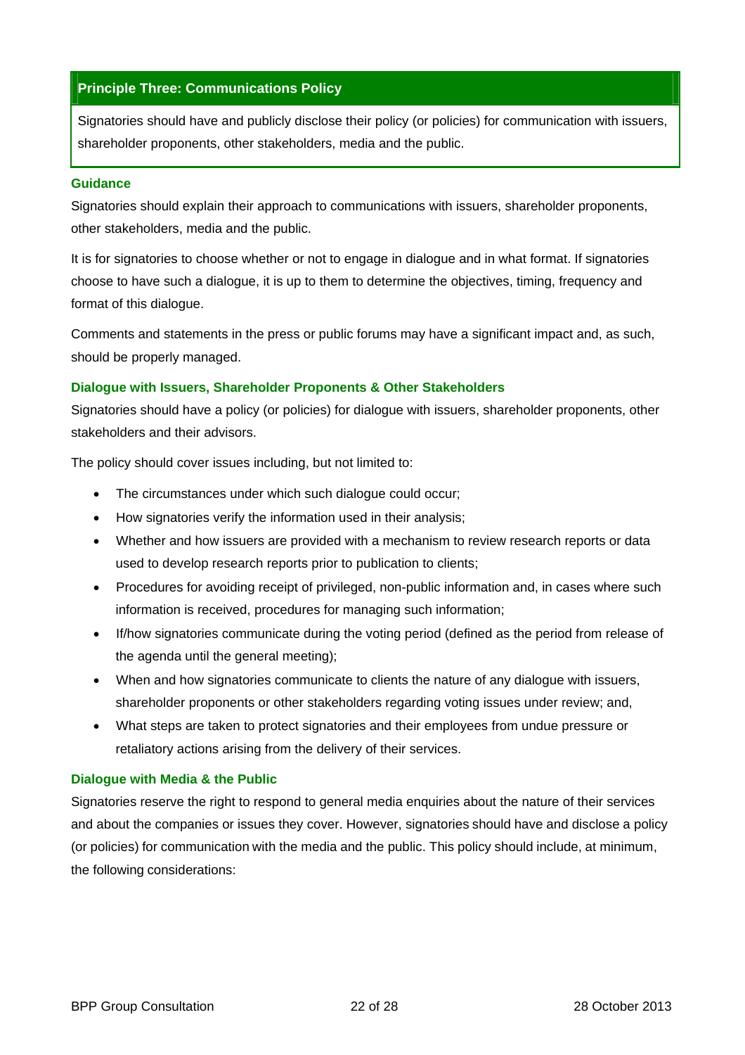## Principle Three: Communications Policy

Signatories should have and publicly disclose their policy (or policies) for communication with issuers, shareholder proponents, other stakeholders, media and the public.

### Guidance

Signatories should explain their approach to communications with issuers, shareholder proponents, other stakeholders, media and the public.

It is for signatories to choose whether or not to engage in dialogue and in what format. If signatories choose to have such a dialogue, it is up to them to determine the objectives, timing, frequency and format of this dialogue.

Comments and statements in the press or public forums may have a significant impact and, as such, should be properly managed.

### Dialogue with Issuers, Shareholder Proponents & Other Stakeholders

Signatories should have a policy (or policies) for dialogue with issuers, shareholder proponents, other stakeholders and their advisors.

The policy should cover issues including, but not limited to:

- The circumstances under which such dialogue could occur;
- How signatories verify the information used in their analysis;
- Whether and how issuers are provided with a mechanism to review research reports or data used to develop research reports prior to publication to clients;
- Procedures for avoiding receipt of privileged, non-public information and, in cases where such information is received, procedures for managing such information;
- If/how signatories communicate during the voting period (defined as the period from release of the agenda until the general meeting);
- When and how signatories communicate to clients the nature of any dialogue with issuers, shareholder proponents or other stakeholders regarding voting issues under review; and,
- What steps are taken to protect signatories and their employees from undue pressure or retaliatory actions arising from the delivery of their services.

### Dialogue with Media & the Public

Signatories reserve the right to respond to general media enquiries about the nature of their services and about the companies or issues they cover. However, signatories should have and disclose a policy (or policies) for communication with the media and the public. This policy should include, at minimum, the following considerations: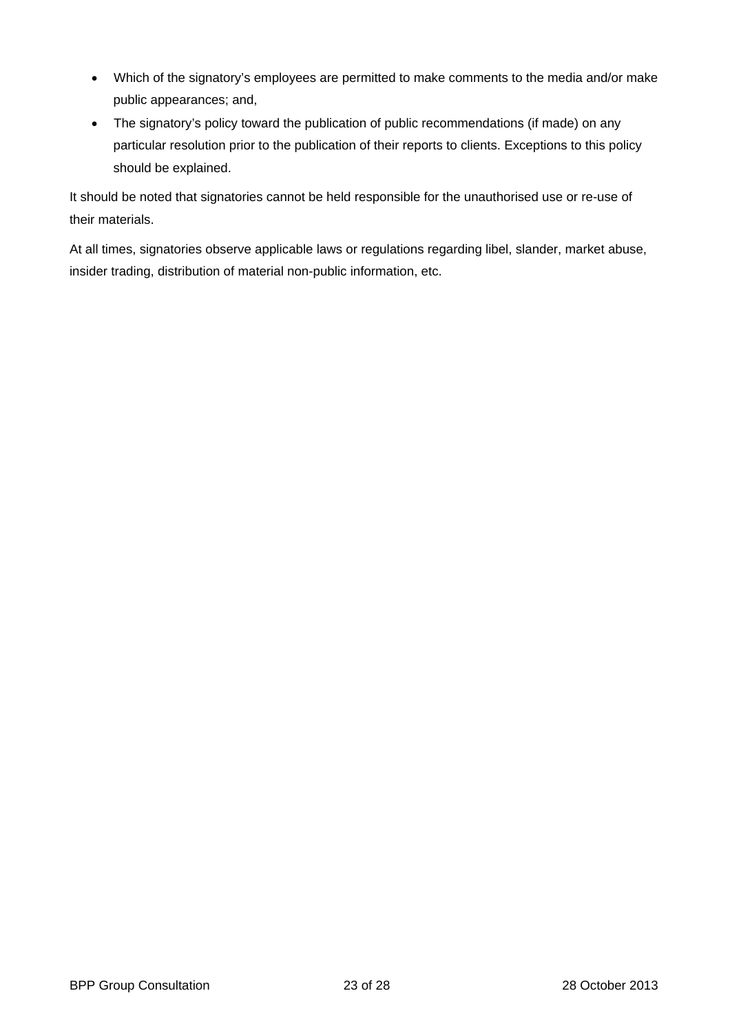- Which of the signatory's employees are permitted to make comments to the media and/or make public appearances; and,
- The signatory's policy toward the publication of public recommendations (if made) on any particular resolution prior to the publication of their reports to clients. Exceptions to this policy should be explained.

It should be noted that signatories cannot be held responsible for the unauthorised use or re-use of their materials.

At all times, signatories observe applicable laws or regulations regarding libel, slander, market abuse, insider trading, distribution of material non-public information, etc.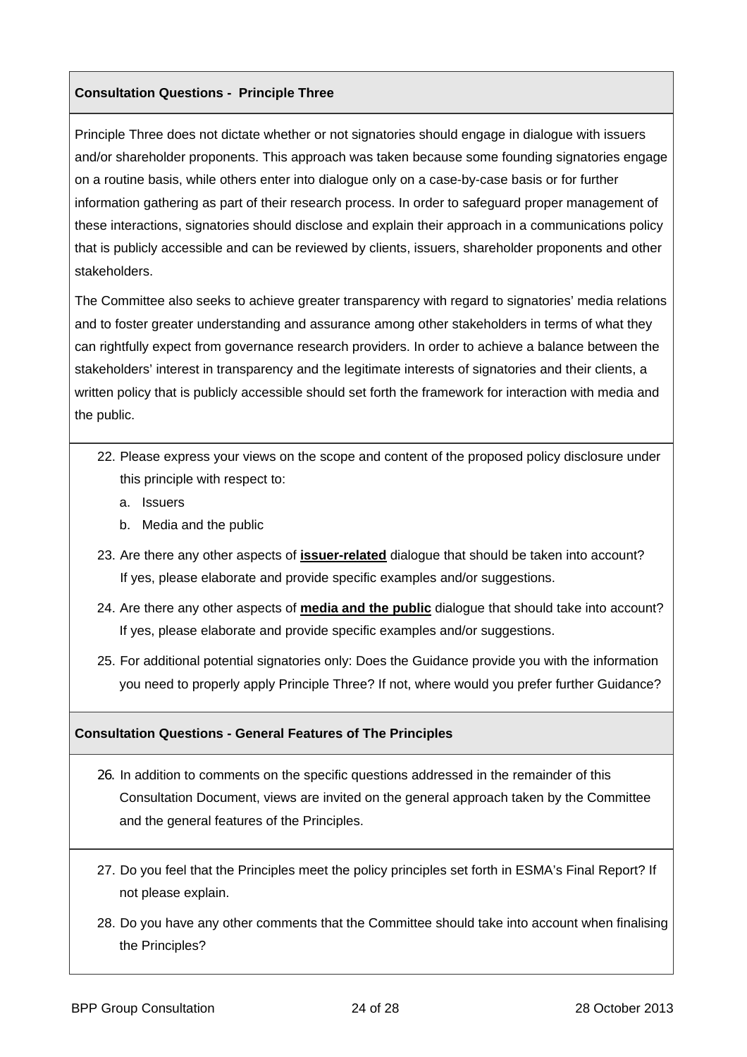**Consultation Questions - Principle Three**

Principle Three does not dictate whether or not signatories should engage in dialogue with issuers and/or shareholder proponents. This approach was taken because some founding signatories engage on a routine basis, while others enter into dialogue only on a case-by-case basis or for further information gathering as part of their research process. In order to safeguard proper management of these interactions, signatories should disclose and explain their approach in a communications policy that is publicly accessible and can be reviewed by clients, issuers, shareholder proponents and other stakeholders.

The Committee also seeks to achieve greater transparency with regard to signatories' media relations and to foster greater understanding and assurance among other stakeholders in terms of what they can rightfully expect from governance research providers. In order to achieve a balance between the stakeholders' interest in transparency and the legitimate interests of signatories and their clients, a written policy that is publicly accessible should set forth the framework for interaction with media and the public.

22. Please express your views on the scope and content of the proposed policy disclosure under this principle with respect to:
    a. Issuers
    b. Media and the public
23. Are there any other aspects of **issuer-related** dialogue that should be taken into account? If yes, please elaborate and provide specific examples and/or suggestions.
24. Are there any other aspects of **media and the public** dialogue that should take into account? If yes, please elaborate and provide specific examples and/or suggestions.
25. For additional potential signatories only: Does the Guidance provide you with the information you need to properly apply Principle Three? If not, where would you prefer further Guidance?

**Consultation Questions - General Features of The Principles**

26. In addition to comments on the specific questions addressed in the remainder of this Consultation Document, views are invited on the general approach taken by the Committee and the general features of the Principles.

27. Do you feel that the Principles meet the policy principles set forth in ESMA's Final Report? If not please explain.
28. Do you have any other comments that the Committee should take into account when finalising the Principles?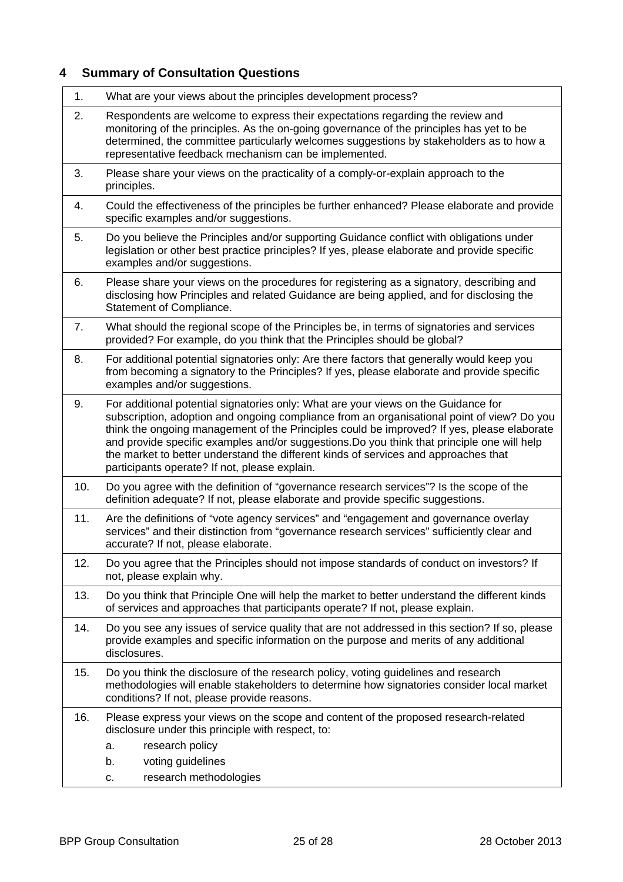## 4 Summary of Consultation Questions

| | |
|---|---|
| 1. | What are your views about the principles development process? |
| 2. | Respondents are welcome to express their expectations regarding the review and monitoring of the principles. As the on-going governance of the principles has yet to be determined, the committee particularly welcomes suggestions by stakeholders as to how a representative feedback mechanism can be implemented. |
| 3. | Please share your views on the practicality of a comply-or-explain approach to the principles. |
| 4. | Could the effectiveness of the principles be further enhanced? Please elaborate and provide specific examples and/or suggestions. |
| 5. | Do you believe the Principles and/or supporting Guidance conflict with obligations under legislation or other best practice principles? If yes, please elaborate and provide specific examples and/or suggestions. |
| 6. | Please share your views on the procedures for registering as a signatory, describing and disclosing how Principles and related Guidance are being applied, and for disclosing the Statement of Compliance. |
| 7. | What should the regional scope of the Principles be, in terms of signatories and services provided? For example, do you think that the Principles should be global? |
| 8. | For additional potential signatories only: Are there factors that generally would keep you from becoming a signatory to the Principles? If yes, please elaborate and provide specific examples and/or suggestions. |
| 9. | For additional potential signatories only: What are your views on the Guidance for subscription, adoption and ongoing compliance from an organisational point of view? Do you think the ongoing management of the Principles could be improved? If yes, please elaborate and provide specific examples and/or suggestions.Do you think that principle one will help the market to better understand the different kinds of services and approaches that participants operate? If not, please explain. |
| 10. | Do you agree with the definition of "governance research services"? Is the scope of the definition adequate? If not, please elaborate and provide specific suggestions. |
| 11. | Are the definitions of "vote agency services" and "engagement and governance overlay services" and their distinction from "governance research services" sufficiently clear and accurate? If not, please elaborate. |
| 12. | Do you agree that the Principles should not impose standards of conduct on investors? If not, please explain why. |
| 13. | Do you think that Principle One will help the market to better understand the different kinds of services and approaches that participants operate? If not, please explain. |
| 14. | Do you see any issues of service quality that are not addressed in this section? If so, please provide examples and specific information on the purpose and merits of any additional disclosures. |
| 15. | Do you think the disclosure of the research policy, voting guidelines and research methodologies will enable stakeholders to determine how signatories consider local market conditions? If not, please provide reasons. |
| 16. | Please express your views on the scope and content of the proposed research-related disclosure under this principle with respect, to:<br>a. research policy<br>b. voting guidelines<br>c. research methodologies |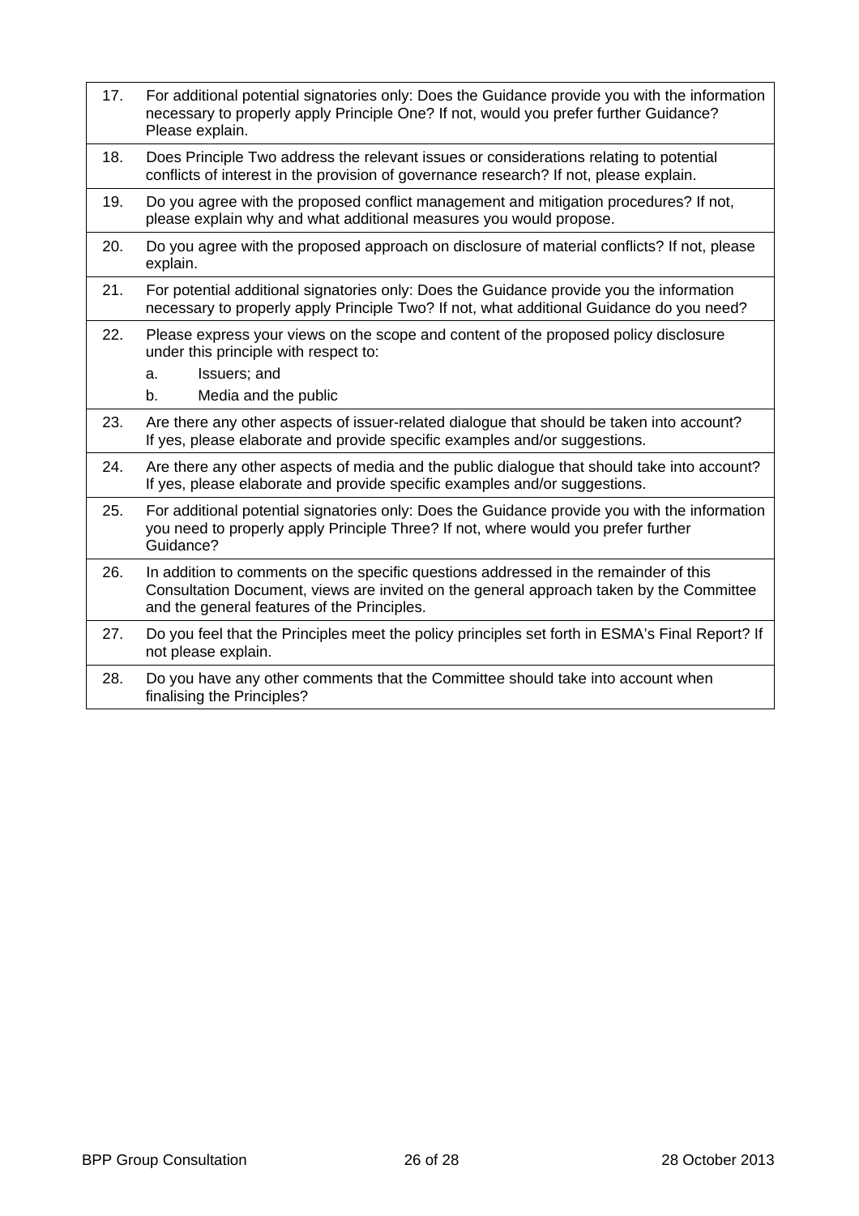| | |
|---|---|
| 17. | For additional potential signatories only: Does the Guidance provide you with the information necessary to properly apply Principle One? If not, would you prefer further Guidance? Please explain. |
| 18. | Does Principle Two address the relevant issues or considerations relating to potential conflicts of interest in the provision of governance research? If not, please explain. |
| 19. | Do you agree with the proposed conflict management and mitigation procedures? If not, please explain why and what additional measures you would propose. |
| 20. | Do you agree with the proposed approach on disclosure of material conflicts? If not, please explain. |
| 21. | For potential additional signatories only: Does the Guidance provide you the information necessary to properly apply Principle Two? If not, what additional Guidance do you need? |
| 22. | Please express your views on the scope and content of the proposed policy disclosure under this principle with respect to:<br>a. Issuers; and<br>b. Media and the public |
| 23. | Are there any other aspects of issuer-related dialogue that should be taken into account? If yes, please elaborate and provide specific examples and/or suggestions. |
| 24. | Are there any other aspects of media and the public dialogue that should take into account? If yes, please elaborate and provide specific examples and/or suggestions. |
| 25. | For additional potential signatories only: Does the Guidance provide you with the information you need to properly apply Principle Three? If not, where would you prefer further Guidance? |
| 26. | In addition to comments on the specific questions addressed in the remainder of this Consultation Document, views are invited on the general approach taken by the Committee and the general features of the Principles. |
| 27. | Do you feel that the Principles meet the policy principles set forth in ESMA's Final Report? If not please explain. |
| 28. | Do you have any other comments that the Committee should take into account when finalising the Principles? |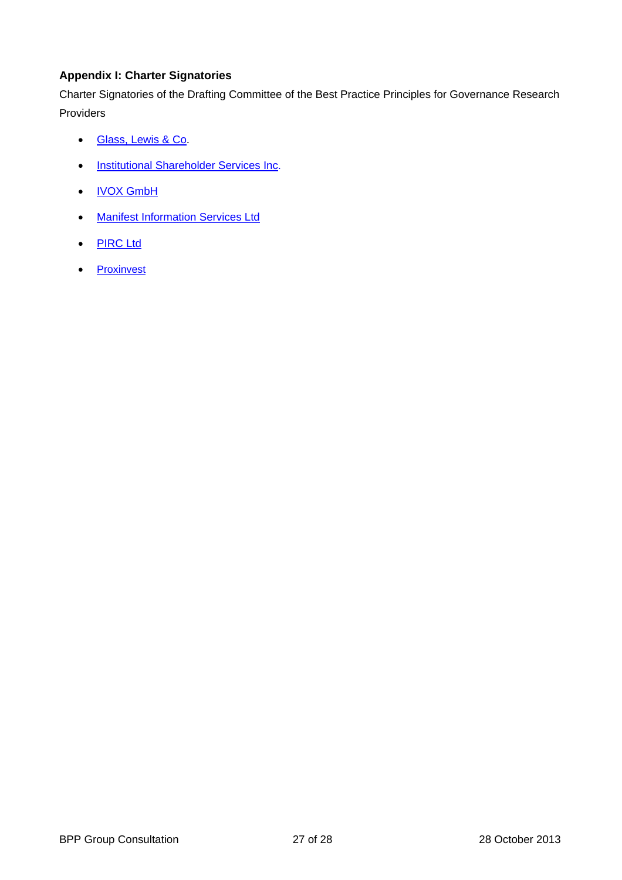**Appendix I: Charter Signatories**

Charter Signatories of the Drafting Committee of the Best Practice Principles for Governance Research Providers

- Glass, Lewis & Co.
- Institutional Shareholder Services Inc.
- IVOX GmbH
- Manifest Information Services Ltd
- PIRC Ltd
- Proxinvest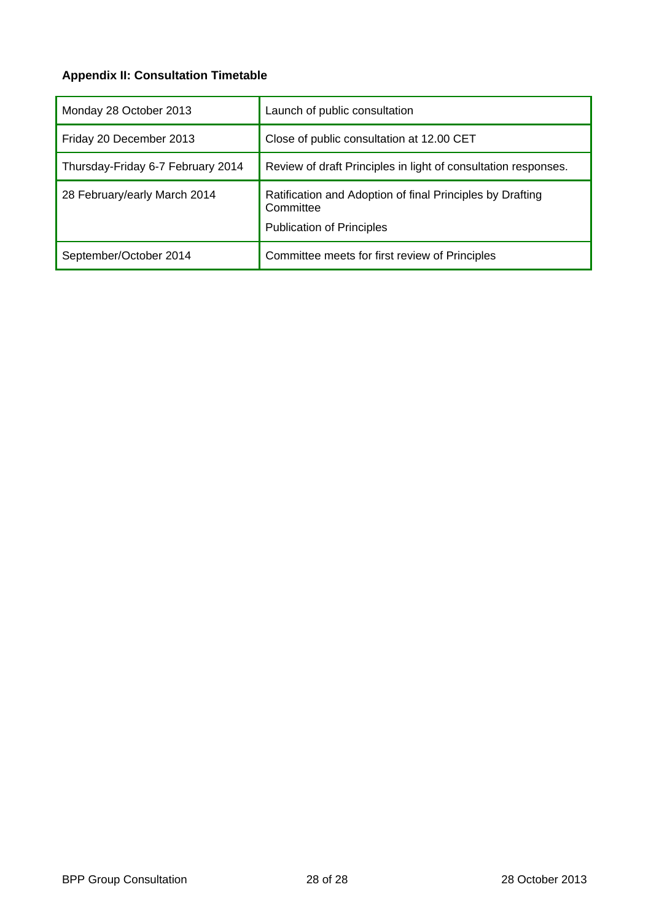**Appendix II: Consultation Timetable**

| | |
|---|---|
| Monday 28 October 2013 | Launch of public consultation |
| Friday 20 December 2013 | Close of public consultation at 12.00 CET |
| Thursday-Friday 6-7 February 2014 | Review of draft Principles in light of consultation responses. |
| 28 February/early March 2014 | Ratification and Adoption of final Principles by Drafting Committee<br><br>Publication of Principles |
| September/October 2014 | Committee meets for first review of Principles |